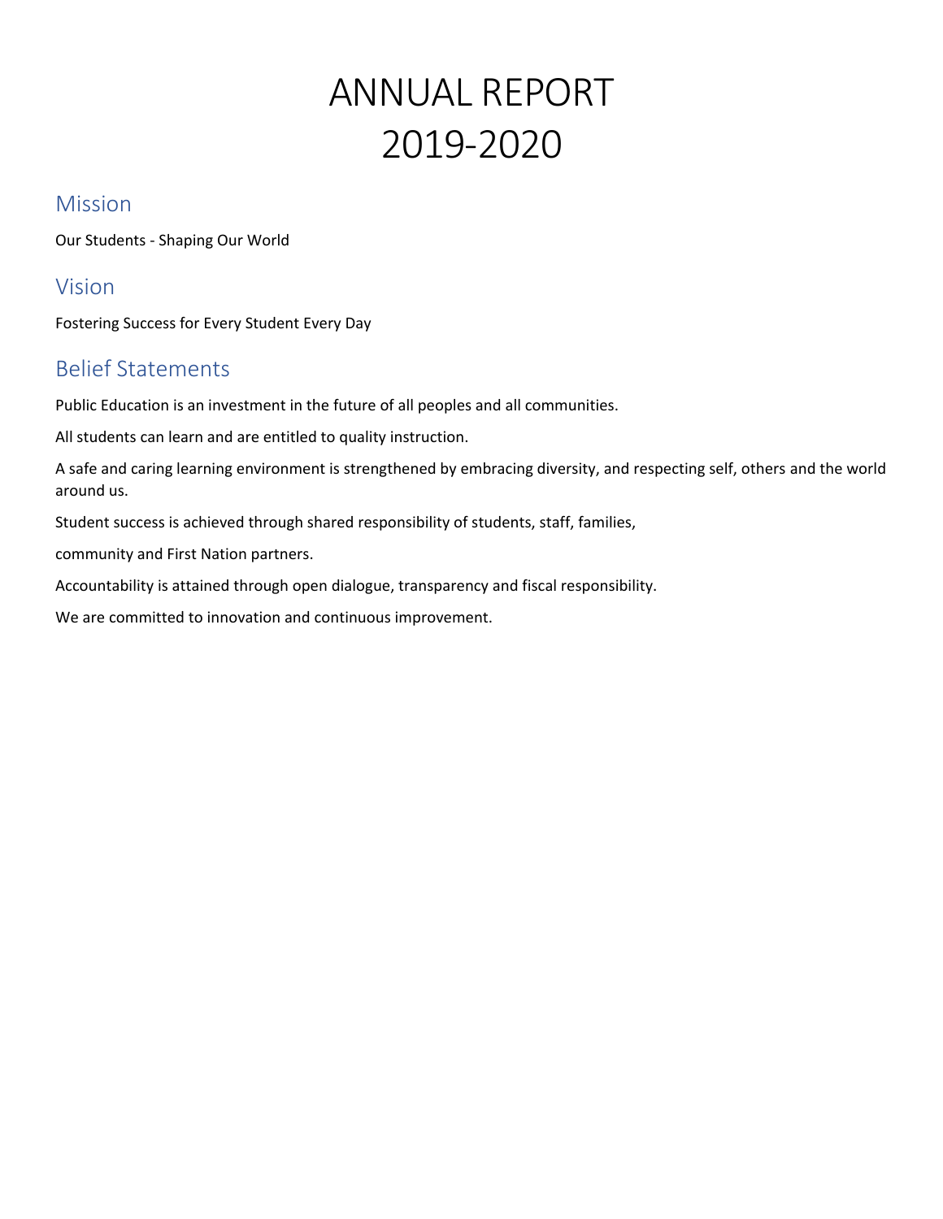# ANNUAL REPORT 2019-2020

## Mission

Our Students - Shaping Our World

## Vision

Fostering Success for Every Student Every Day

## Belief Statements

Public Education is an investment in the future of all peoples and all communities.

All students can learn and are entitled to quality instruction.

A safe and caring learning environment is strengthened by embracing diversity, and respecting self, others and the world around us.

Student success is achieved through shared responsibility of students, staff, families,

community and First Nation partners.

Accountability is attained through open dialogue, transparency and fiscal responsibility.

We are committed to innovation and continuous improvement.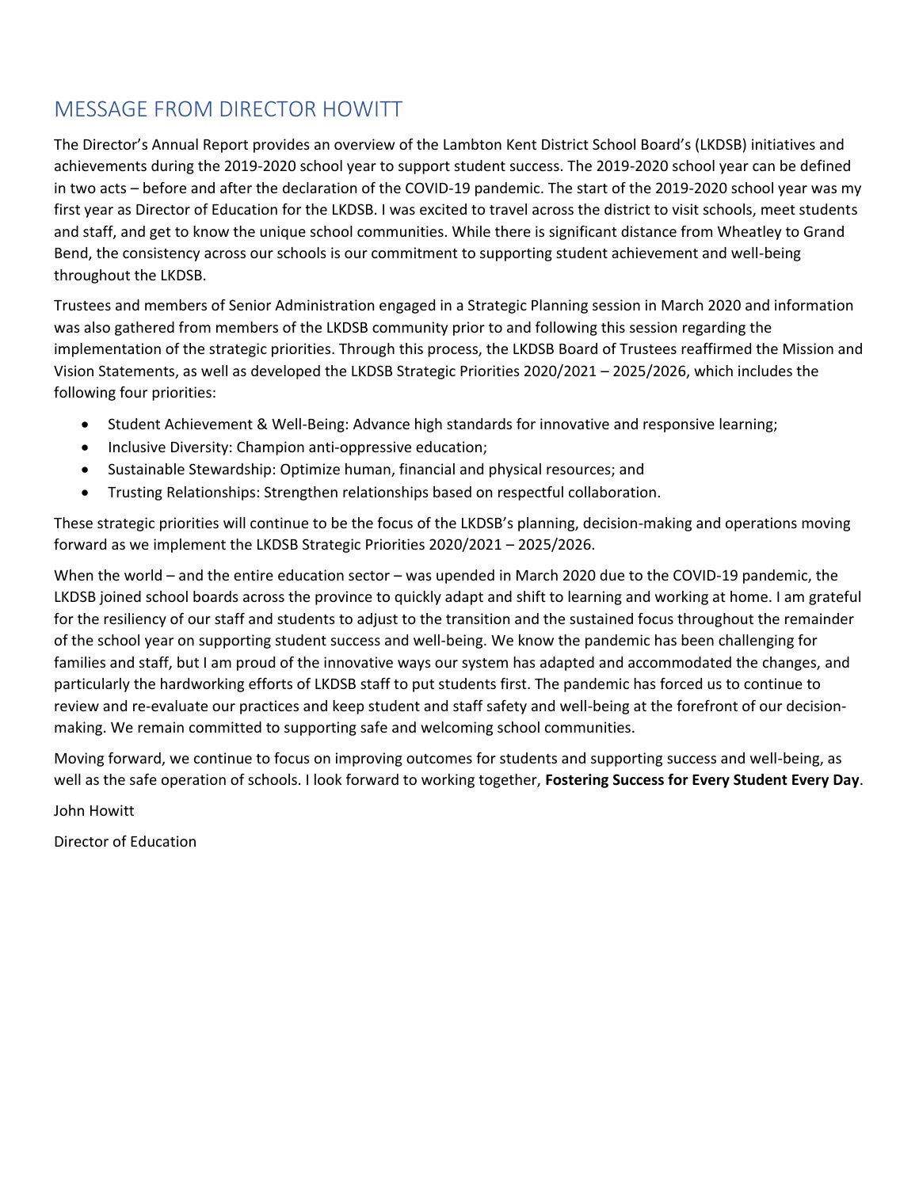## MESSAGE FROM DIRECTOR HOWITT

The Director's Annual Report provides an overview of the Lambton Kent District School Board's (LKDSB) initiatives and achievements during the 2019-2020 school year to support student success. The 2019-2020 school year can be defined in two acts – before and after the declaration of the COVID-19 pandemic. The start of the 2019-2020 school year was my first year as Director of Education for the LKDSB. I was excited to travel across the district to visit schools, meet students and staff, and get to know the unique school communities. While there is significant distance from Wheatley to Grand Bend, the consistency across our schools is our commitment to supporting student achievement and well-being throughout the LKDSB.

Trustees and members of Senior Administration engaged in a Strategic Planning session in March 2020 and information was also gathered from members of the LKDSB community prior to and following this session regarding the implementation of the strategic priorities. Through this process, the LKDSB Board of Trustees reaffirmed the Mission and Vision Statements, as well as developed the LKDSB Strategic Priorities 2020/2021 – 2025/2026, which includes the following four priorities:

- Student Achievement & Well-Being: Advance high standards for innovative and responsive learning;
- Inclusive Diversity: Champion anti-oppressive education;
- Sustainable Stewardship: Optimize human, financial and physical resources; and
- Trusting Relationships: Strengthen relationships based on respectful collaboration.

These strategic priorities will continue to be the focus of the LKDSB's planning, decision-making and operations moving forward as we implement the LKDSB Strategic Priorities 2020/2021 – 2025/2026.

When the world – and the entire education sector – was upended in March 2020 due to the COVID-19 pandemic, the LKDSB joined school boards across the province to quickly adapt and shift to learning and working at home. I am grateful for the resiliency of our staff and students to adjust to the transition and the sustained focus throughout the remainder of the school year on supporting student success and well-being. We know the pandemic has been challenging for families and staff, but I am proud of the innovative ways our system has adapted and accommodated the changes, and particularly the hardworking efforts of LKDSB staff to put students first. The pandemic has forced us to continue to review and re-evaluate our practices and keep student and staff safety and well-being at the forefront of our decision-making. We remain committed to supporting safe and welcoming school communities.

Moving forward, we continue to focus on improving outcomes for students and supporting success and well-being, as well as the safe operation of schools. I look forward to working together, **Fostering Success for Every Student Every Day**.

John Howitt

Director of Education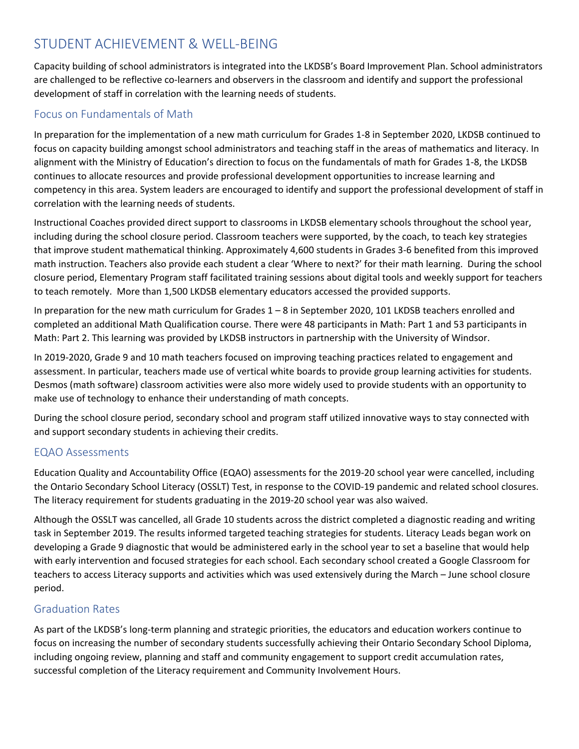# STUDENT ACHIEVEMENT & WELL-BEING

Capacity building of school administrators is integrated into the LKDSB's Board Improvement Plan. School administrators are challenged to be reflective co-learners and observers in the classroom and identify and support the professional development of staff in correlation with the learning needs of students.

## Focus on Fundamentals of Math

In preparation for the implementation of a new math curriculum for Grades 1-8 in September 2020, LKDSB continued to focus on capacity building amongst school administrators and teaching staff in the areas of mathematics and literacy. In alignment with the Ministry of Education's direction to focus on the fundamentals of math for Grades 1-8, the LKDSB continues to allocate resources and provide professional development opportunities to increase learning and competency in this area. System leaders are encouraged to identify and support the professional development of staff in correlation with the learning needs of students.

Instructional Coaches provided direct support to classrooms in LKDSB elementary schools throughout the school year, including during the school closure period. Classroom teachers were supported, by the coach, to teach key strategies that improve student mathematical thinking. Approximately 4,600 students in Grades 3-6 benefited from this improved math instruction. Teachers also provide each student a clear 'Where to next?' for their math learning. During the school closure period, Elementary Program staff facilitated training sessions about digital tools and weekly support for teachers to teach remotely. More than 1,500 LKDSB elementary educators accessed the provided supports.

In preparation for the new math curriculum for Grades 1 – 8 in September 2020, 101 LKDSB teachers enrolled and completed an additional Math Qualification course. There were 48 participants in Math: Part 1 and 53 participants in Math: Part 2. This learning was provided by LKDSB instructors in partnership with the University of Windsor.

In 2019-2020, Grade 9 and 10 math teachers focused on improving teaching practices related to engagement and assessment. In particular, teachers made use of vertical white boards to provide group learning activities for students. Desmos (math software) classroom activities were also more widely used to provide students with an opportunity to make use of technology to enhance their understanding of math concepts.

During the school closure period, secondary school and program staff utilized innovative ways to stay connected with and support secondary students in achieving their credits.

## EQAO Assessments

Education Quality and Accountability Office (EQAO) assessments for the 2019-20 school year were cancelled, including the Ontario Secondary School Literacy (OSSLT) Test, in response to the COVID-19 pandemic and related school closures. The literacy requirement for students graduating in the 2019-20 school year was also waived.

Although the OSSLT was cancelled, all Grade 10 students across the district completed a diagnostic reading and writing task in September 2019. The results informed targeted teaching strategies for students. Literacy Leads began work on developing a Grade 9 diagnostic that would be administered early in the school year to set a baseline that would help with early intervention and focused strategies for each school. Each secondary school created a Google Classroom for teachers to access Literacy supports and activities which was used extensively during the March – June school closure period.

## Graduation Rates

As part of the LKDSB's long-term planning and strategic priorities, the educators and education workers continue to focus on increasing the number of secondary students successfully achieving their Ontario Secondary School Diploma, including ongoing review, planning and staff and community engagement to support credit accumulation rates, successful completion of the Literacy requirement and Community Involvement Hours.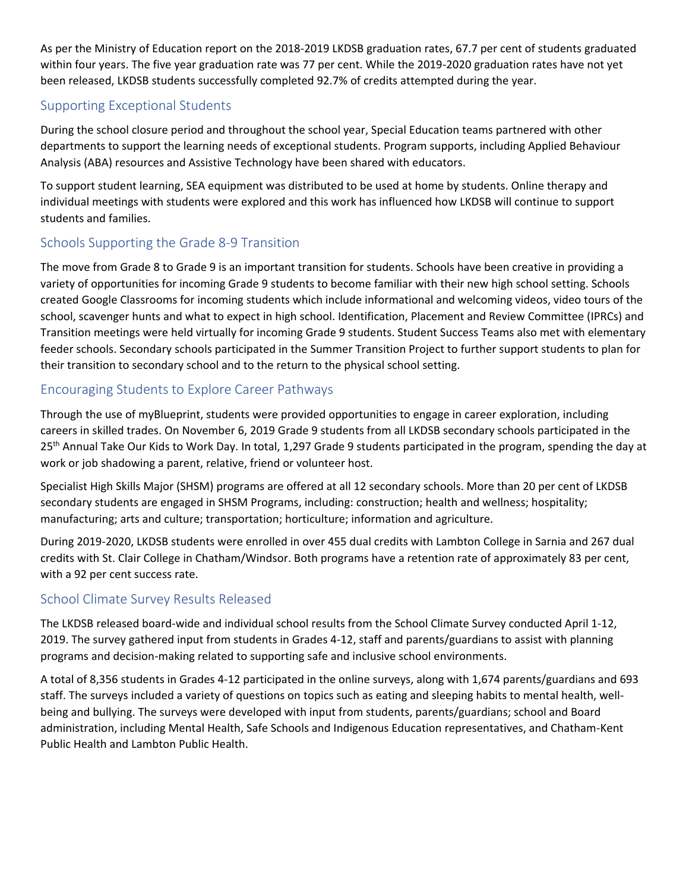As per the Ministry of Education report on the 2018-2019 LKDSB graduation rates, 67.7 per cent of students graduated within four years. The five year graduation rate was 77 per cent. While the 2019-2020 graduation rates have not yet been released, LKDSB students successfully completed 92.7% of credits attempted during the year.

## Supporting Exceptional Students

During the school closure period and throughout the school year, Special Education teams partnered with other departments to support the learning needs of exceptional students. Program supports, including Applied Behaviour Analysis (ABA) resources and Assistive Technology have been shared with educators.

To support student learning, SEA equipment was distributed to be used at home by students. Online therapy and individual meetings with students were explored and this work has influenced how LKDSB will continue to support students and families.

## Schools Supporting the Grade 8-9 Transition

The move from Grade 8 to Grade 9 is an important transition for students. Schools have been creative in providing a variety of opportunities for incoming Grade 9 students to become familiar with their new high school setting. Schools created Google Classrooms for incoming students which include informational and welcoming videos, video tours of the school, scavenger hunts and what to expect in high school. Identification, Placement and Review Committee (IPRCs) and Transition meetings were held virtually for incoming Grade 9 students. Student Success Teams also met with elementary feeder schools. Secondary schools participated in the Summer Transition Project to further support students to plan for their transition to secondary school and to the return to the physical school setting.

## Encouraging Students to Explore Career Pathways

Through the use of myBlueprint, students were provided opportunities to engage in career exploration, including careers in skilled trades. On November 6, 2019 Grade 9 students from all LKDSB secondary schools participated in the 25th Annual Take Our Kids to Work Day. In total, 1,297 Grade 9 students participated in the program, spending the day at work or job shadowing a parent, relative, friend or volunteer host.

Specialist High Skills Major (SHSM) programs are offered at all 12 secondary schools. More than 20 per cent of LKDSB secondary students are engaged in SHSM Programs, including: construction; health and wellness; hospitality; manufacturing; arts and culture; transportation; horticulture; information and agriculture.

During 2019-2020, LKDSB students were enrolled in over 455 dual credits with Lambton College in Sarnia and 267 dual credits with St. Clair College in Chatham/Windsor. Both programs have a retention rate of approximately 83 per cent, with a 92 per cent success rate.

## School Climate Survey Results Released

The LKDSB released board-wide and individual school results from the School Climate Survey conducted April 1-12, 2019. The survey gathered input from students in Grades 4-12, staff and parents/guardians to assist with planning programs and decision-making related to supporting safe and inclusive school environments.

A total of 8,356 students in Grades 4-12 participated in the online surveys, along with 1,674 parents/guardians and 693 staff. The surveys included a variety of questions on topics such as eating and sleeping habits to mental health, well-being and bullying. The surveys were developed with input from students, parents/guardians; school and Board administration, including Mental Health, Safe Schools and Indigenous Education representatives, and Chatham-Kent Public Health and Lambton Public Health.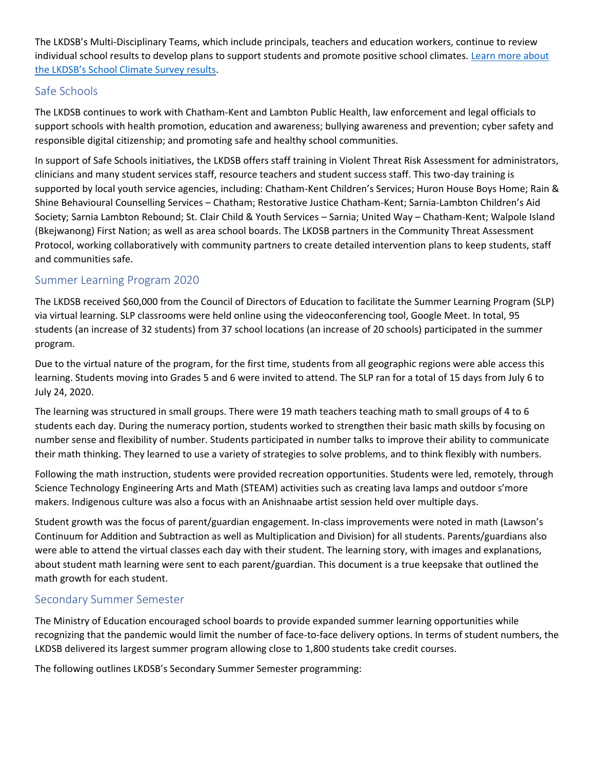The LKDSB's Multi-Disciplinary Teams, which include principals, teachers and education workers, continue to review individual school results to develop plans to support students and promote positive school climates. [Learn more about the LKDSB's School Climate Survey results](#).

## Safe Schools

The LKDSB continues to work with Chatham-Kent and Lambton Public Health, law enforcement and legal officials to support schools with health promotion, education and awareness; bullying awareness and prevention; cyber safety and responsible digital citizenship; and promoting safe and healthy school communities.

In support of Safe Schools initiatives, the LKDSB offers staff training in Violent Threat Risk Assessment for administrators, clinicians and many student services staff, resource teachers and student success staff. This two-day training is supported by local youth service agencies, including: Chatham-Kent Children's Services; Huron House Boys Home; Rain & Shine Behavioural Counselling Services – Chatham; Restorative Justice Chatham-Kent; Sarnia-Lambton Children's Aid Society; Sarnia Lambton Rebound; St. Clair Child & Youth Services – Sarnia; United Way – Chatham-Kent; Walpole Island (Bkejwanong) First Nation; as well as area school boards. The LKDSB partners in the Community Threat Assessment Protocol, working collaboratively with community partners to create detailed intervention plans to keep students, staff and communities safe.

## Summer Learning Program 2020

The LKDSB received $60,000 from the Council of Directors of Education to facilitate the Summer Learning Program (SLP) via virtual learning. SLP classrooms were held online using the videoconferencing tool, Google Meet. In total, 95 students (an increase of 32 students) from 37 school locations (an increase of 20 schools) participated in the summer program.

Due to the virtual nature of the program, for the first time, students from all geographic regions were able access this learning. Students moving into Grades 5 and 6 were invited to attend. The SLP ran for a total of 15 days from July 6 to July 24, 2020.

The learning was structured in small groups. There were 19 math teachers teaching math to small groups of 4 to 6 students each day. During the numeracy portion, students worked to strengthen their basic math skills by focusing on number sense and flexibility of number. Students participated in number talks to improve their ability to communicate their math thinking. They learned to use a variety of strategies to solve problems, and to think flexibly with numbers.

Following the math instruction, students were provided recreation opportunities. Students were led, remotely, through Science Technology Engineering Arts and Math (STEAM) activities such as creating lava lamps and outdoor s'more makers. Indigenous culture was also a focus with an Anishnaabe artist session held over multiple days.

Student growth was the focus of parent/guardian engagement. In-class improvements were noted in math (Lawson's Continuum for Addition and Subtraction as well as Multiplication and Division) for all students. Parents/guardians also were able to attend the virtual classes each day with their student. The learning story, with images and explanations, about student math learning were sent to each parent/guardian. This document is a true keepsake that outlined the math growth for each student.

## Secondary Summer Semester

The Ministry of Education encouraged school boards to provide expanded summer learning opportunities while recognizing that the pandemic would limit the number of face-to-face delivery options. In terms of student numbers, the LKDSB delivered its largest summer program allowing close to 1,800 students take credit courses.

The following outlines LKDSB's Secondary Summer Semester programming: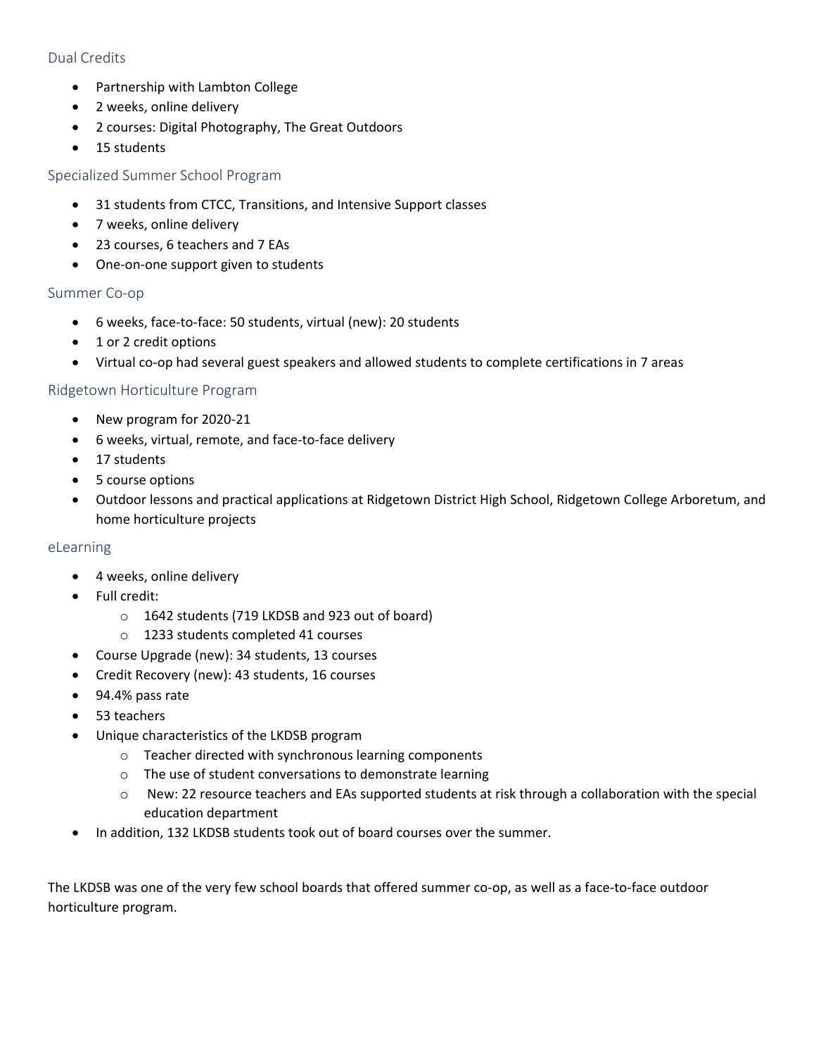### Dual Credits

- Partnership with Lambton College
- 2 weeks, online delivery
- 2 courses: Digital Photography, The Great Outdoors
- 15 students

### Specialized Summer School Program

- 31 students from CTCC, Transitions, and Intensive Support classes
- 7 weeks, online delivery
- 23 courses, 6 teachers and 7 EAs
- One-on-one support given to students

### Summer Co-op

- 6 weeks, face-to-face: 50 students, virtual (new): 20 students
- 1 or 2 credit options
- Virtual co-op had several guest speakers and allowed students to complete certifications in 7 areas

### Ridgetown Horticulture Program

- New program for 2020-21
- 6 weeks, virtual, remote, and face-to-face delivery
- 17 students
- 5 course options
- Outdoor lessons and practical applications at Ridgetown District High School, Ridgetown College Arboretum, and home horticulture projects

### eLearning

- 4 weeks, online delivery
- Full credit:
  - 1642 students (719 LKDSB and 923 out of board)
  - 1233 students completed 41 courses
- Course Upgrade (new): 34 students, 13 courses
- Credit Recovery (new): 43 students, 16 courses
- 94.4% pass rate
- 53 teachers
- Unique characteristics of the LKDSB program
  - Teacher directed with synchronous learning components
  - The use of student conversations to demonstrate learning
  - New: 22 resource teachers and EAs supported students at risk through a collaboration with the special education department
- In addition, 132 LKDSB students took out of board courses over the summer.

The LKDSB was one of the very few school boards that offered summer co-op, as well as a face-to-face outdoor horticulture program.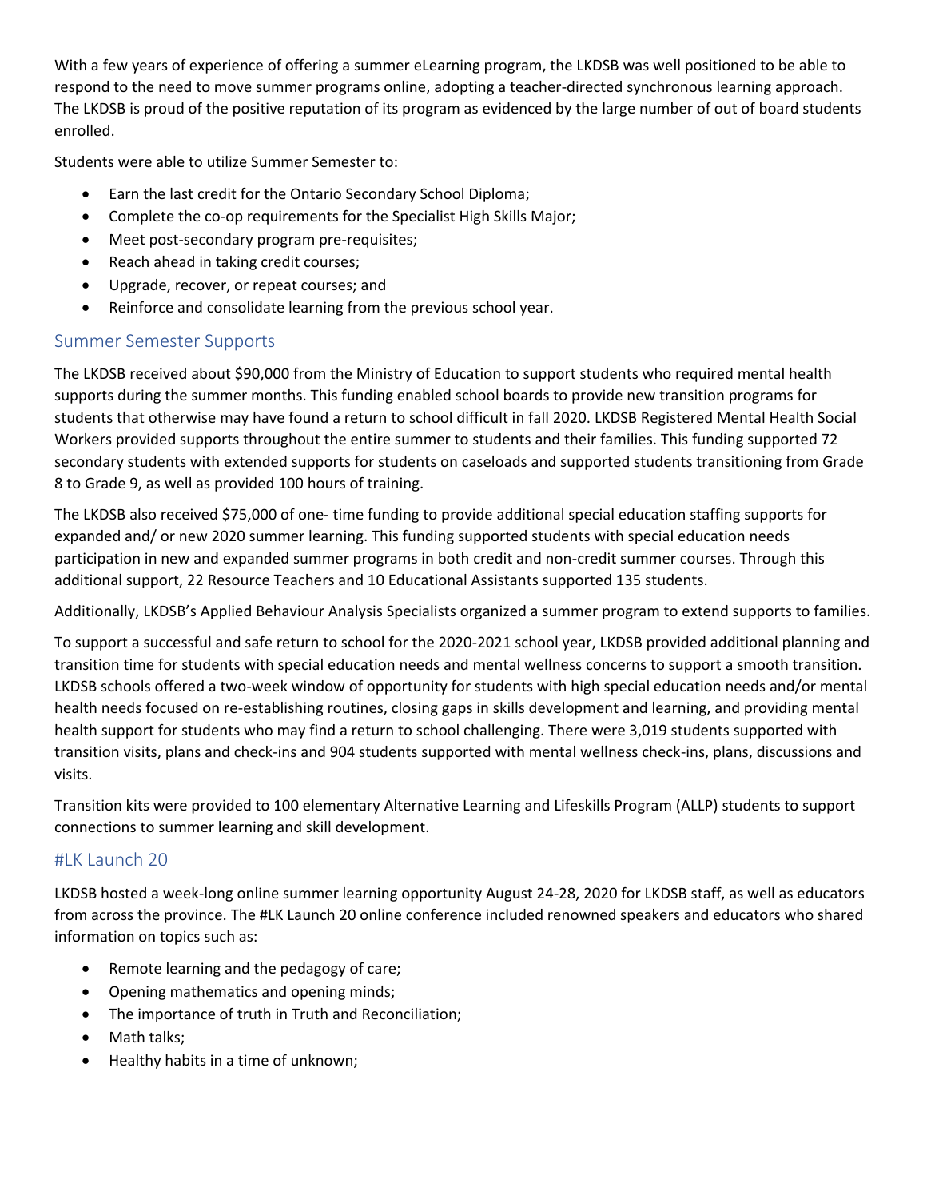With a few years of experience of offering a summer eLearning program, the LKDSB was well positioned to be able to respond to the need to move summer programs online, adopting a teacher-directed synchronous learning approach. The LKDSB is proud of the positive reputation of its program as evidenced by the large number of out of board students enrolled.

Students were able to utilize Summer Semester to:

- Earn the last credit for the Ontario Secondary School Diploma;
- Complete the co-op requirements for the Specialist High Skills Major;
- Meet post-secondary program pre-requisites;
- Reach ahead in taking credit courses;
- Upgrade, recover, or repeat courses; and
- Reinforce and consolidate learning from the previous school year.

## Summer Semester Supports

The LKDSB received about $90,000 from the Ministry of Education to support students who required mental health supports during the summer months. This funding enabled school boards to provide new transition programs for students that otherwise may have found a return to school difficult in fall 2020. LKDSB Registered Mental Health Social Workers provided supports throughout the entire summer to students and their families. This funding supported 72 secondary students with extended supports for students on caseloads and supported students transitioning from Grade 8 to Grade 9, as well as provided 100 hours of training.

The LKDSB also received $75,000 of one- time funding to provide additional special education staffing supports for expanded and/ or new 2020 summer learning. This funding supported students with special education needs participation in new and expanded summer programs in both credit and non-credit summer courses. Through this additional support, 22 Resource Teachers and 10 Educational Assistants supported 135 students.

Additionally, LKDSB's Applied Behaviour Analysis Specialists organized a summer program to extend supports to families.

To support a successful and safe return to school for the 2020-2021 school year, LKDSB provided additional planning and transition time for students with special education needs and mental wellness concerns to support a smooth transition. LKDSB schools offered a two-week window of opportunity for students with high special education needs and/or mental health needs focused on re-establishing routines, closing gaps in skills development and learning, and providing mental health support for students who may find a return to school challenging. There were 3,019 students supported with transition visits, plans and check-ins and 904 students supported with mental wellness check-ins, plans, discussions and visits.

Transition kits were provided to 100 elementary Alternative Learning and Lifeskills Program (ALLP) students to support connections to summer learning and skill development.

## #LK Launch 20

LKDSB hosted a week-long online summer learning opportunity August 24-28, 2020 for LKDSB staff, as well as educators from across the province. The #LK Launch 20 online conference included renowned speakers and educators who shared information on topics such as:

- Remote learning and the pedagogy of care;
- Opening mathematics and opening minds;
- The importance of truth in Truth and Reconciliation;
- Math talks;
- Healthy habits in a time of unknown;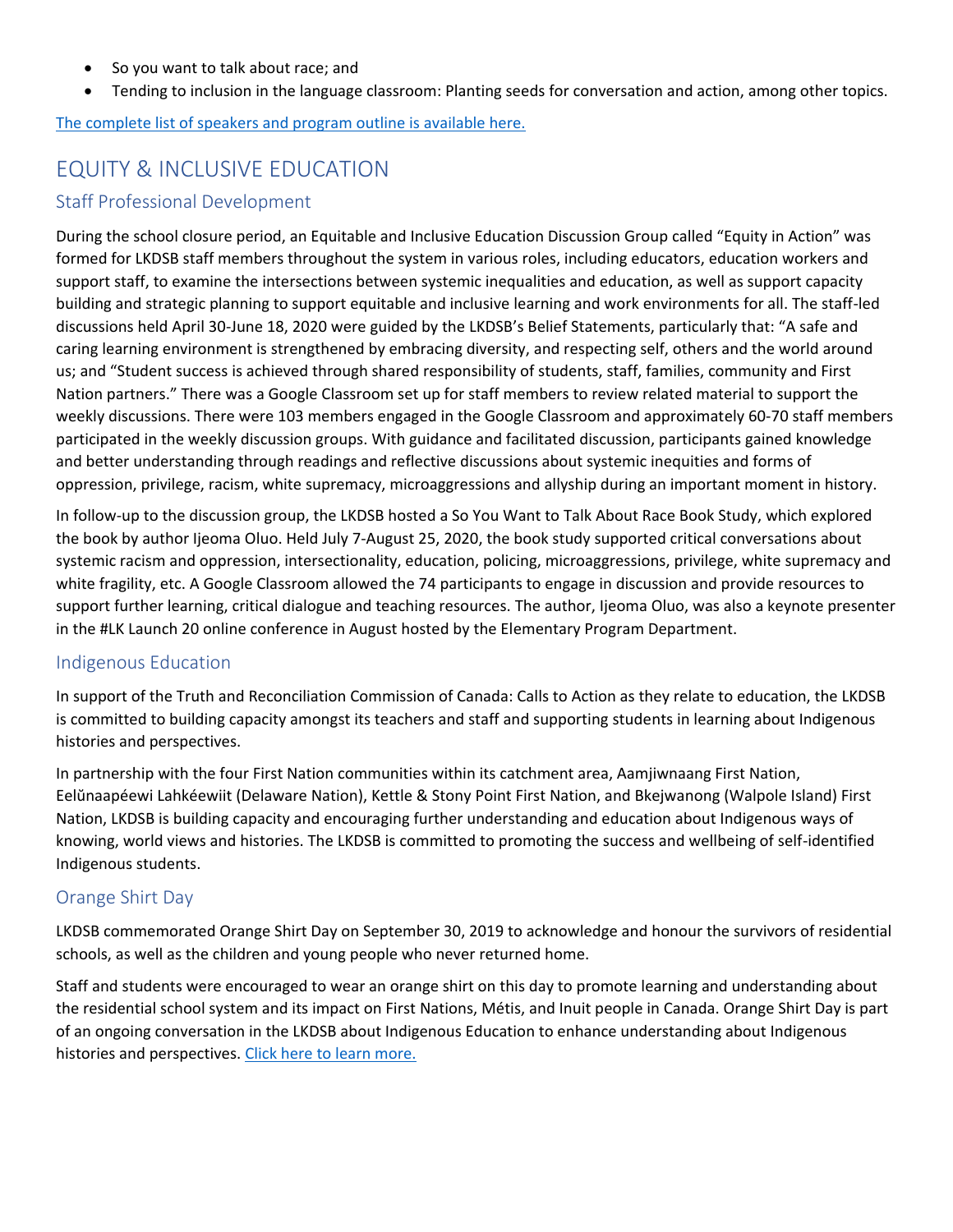- So you want to talk about race; and
- Tending to inclusion in the language classroom: Planting seeds for conversation and action, among other topics.

[The complete list of speakers and program outline is available here.]

# EQUITY & INCLUSIVE EDUCATION

## Staff Professional Development

During the school closure period, an Equitable and Inclusive Education Discussion Group called "Equity in Action" was formed for LKDSB staff members throughout the system in various roles, including educators, education workers and support staff, to examine the intersections between systemic inequalities and education, as well as support capacity building and strategic planning to support equitable and inclusive learning and work environments for all. The staff-led discussions held April 30-June 18, 2020 were guided by the LKDSB's Belief Statements, particularly that: "A safe and caring learning environment is strengthened by embracing diversity, and respecting self, others and the world around us; and "Student success is achieved through shared responsibility of students, staff, families, community and First Nation partners." There was a Google Classroom set up for staff members to review related material to support the weekly discussions. There were 103 members engaged in the Google Classroom and approximately 60-70 staff members participated in the weekly discussion groups. With guidance and facilitated discussion, participants gained knowledge and better understanding through readings and reflective discussions about systemic inequities and forms of oppression, privilege, racism, white supremacy, microaggressions and allyship during an important moment in history.

In follow-up to the discussion group, the LKDSB hosted a So You Want to Talk About Race Book Study, which explored the book by author Ijeoma Oluo. Held July 7-August 25, 2020, the book study supported critical conversations about systemic racism and oppression, intersectionality, education, policing, microaggressions, privilege, white supremacy and white fragility, etc. A Google Classroom allowed the 74 participants to engage in discussion and provide resources to support further learning, critical dialogue and teaching resources. The author, Ijeoma Oluo, was also a keynote presenter in the #LK Launch 20 online conference in August hosted by the Elementary Program Department.

## Indigenous Education

In support of the Truth and Reconciliation Commission of Canada: Calls to Action as they relate to education, the LKDSB is committed to building capacity amongst its teachers and staff and supporting students in learning about Indigenous histories and perspectives.

In partnership with the four First Nation communities within its catchment area, Aamjiwnaang First Nation, Eelŭnaapéewi Lahkéewiit (Delaware Nation), Kettle & Stony Point First Nation, and Bkejwanong (Walpole Island) First Nation, LKDSB is building capacity and encouraging further understanding and education about Indigenous ways of knowing, world views and histories. The LKDSB is committed to promoting the success and wellbeing of self-identified Indigenous students.

## Orange Shirt Day

LKDSB commemorated Orange Shirt Day on September 30, 2019 to acknowledge and honour the survivors of residential schools, as well as the children and young people who never returned home.

Staff and students were encouraged to wear an orange shirt on this day to promote learning and understanding about the residential school system and its impact on First Nations, Métis, and Inuit people in Canada. Orange Shirt Day is part of an ongoing conversation in the LKDSB about Indigenous Education to enhance understanding about Indigenous histories and perspectives. [Click here to learn more.]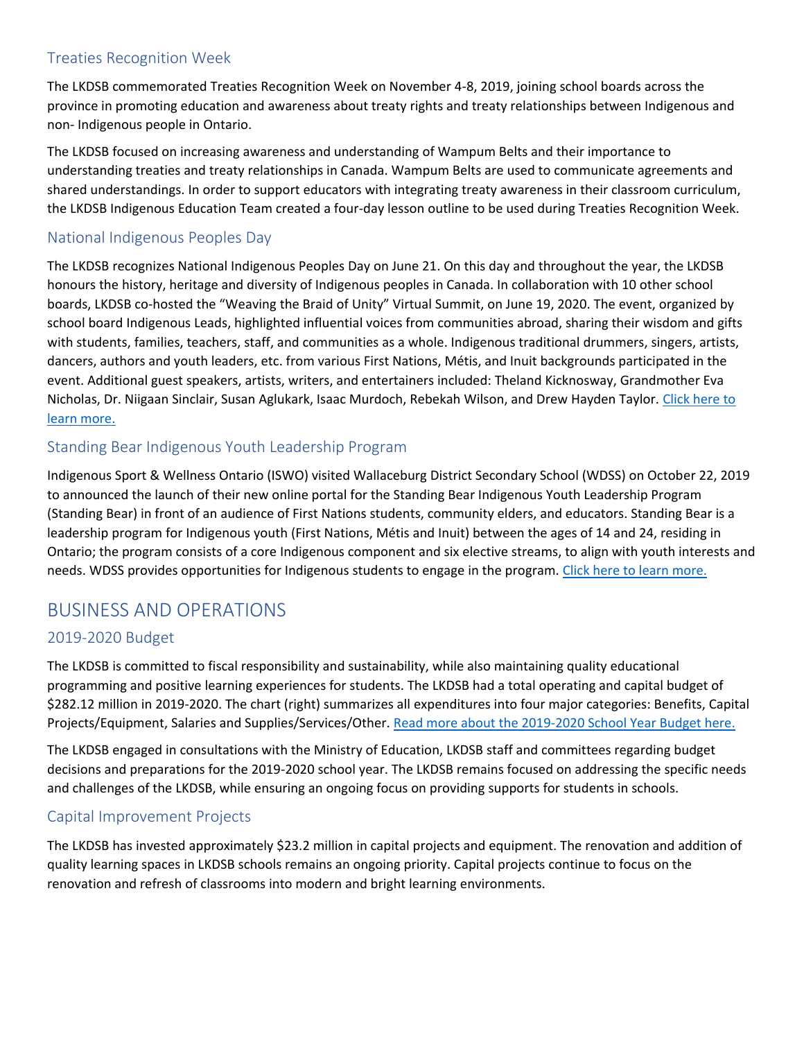### Treaties Recognition Week

The LKDSB commemorated Treaties Recognition Week on November 4-8, 2019, joining school boards across the province in promoting education and awareness about treaty rights and treaty relationships between Indigenous and non- Indigenous people in Ontario.

The LKDSB focused on increasing awareness and understanding of Wampum Belts and their importance to understanding treaties and treaty relationships in Canada. Wampum Belts are used to communicate agreements and shared understandings. In order to support educators with integrating treaty awareness in their classroom curriculum, the LKDSB Indigenous Education Team created a four-day lesson outline to be used during Treaties Recognition Week.

### National Indigenous Peoples Day

The LKDSB recognizes National Indigenous Peoples Day on June 21. On this day and throughout the year, the LKDSB honours the history, heritage and diversity of Indigenous peoples in Canada. In collaboration with 10 other school boards, LKDSB co-hosted the "Weaving the Braid of Unity" Virtual Summit, on June 19, 2020. The event, organized by school board Indigenous Leads, highlighted influential voices from communities abroad, sharing their wisdom and gifts with students, families, teachers, staff, and communities as a whole. Indigenous traditional drummers, singers, artists, dancers, authors and youth leaders, etc. from various First Nations, Métis, and Inuit backgrounds participated in the event. Additional guest speakers, artists, writers, and entertainers included: Theland Kicknosway, Grandmother Eva Nicholas, Dr. Niigaan Sinclair, Susan Aglukark, Isaac Murdoch, Rebekah Wilson, and Drew Hayden Taylor. Click here to learn more.

### Standing Bear Indigenous Youth Leadership Program

Indigenous Sport & Wellness Ontario (ISWO) visited Wallaceburg District Secondary School (WDSS) on October 22, 2019 to announced the launch of their new online portal for the Standing Bear Indigenous Youth Leadership Program (Standing Bear) in front of an audience of First Nations students, community elders, and educators. Standing Bear is a leadership program for Indigenous youth (First Nations, Métis and Inuit) between the ages of 14 and 24, residing in Ontario; the program consists of a core Indigenous component and six elective streams, to align with youth interests and needs. WDSS provides opportunities for Indigenous students to engage in the program. Click here to learn more.

## BUSINESS AND OPERATIONS

### 2019-2020 Budget

The LKDSB is committed to fiscal responsibility and sustainability, while also maintaining quality educational programming and positive learning experiences for students. The LKDSB had a total operating and capital budget of $282.12 million in 2019-2020. The chart (right) summarizes all expenditures into four major categories: Benefits, Capital Projects/Equipment, Salaries and Supplies/Services/Other. Read more about the 2019-2020 School Year Budget here.

The LKDSB engaged in consultations with the Ministry of Education, LKDSB staff and committees regarding budget decisions and preparations for the 2019-2020 school year. The LKDSB remains focused on addressing the specific needs and challenges of the LKDSB, while ensuring an ongoing focus on providing supports for students in schools.

### Capital Improvement Projects

The LKDSB has invested approximately $23.2 million in capital projects and equipment. The renovation and addition of quality learning spaces in LKDSB schools remains an ongoing priority. Capital projects continue to focus on the renovation and refresh of classrooms into modern and bright learning environments.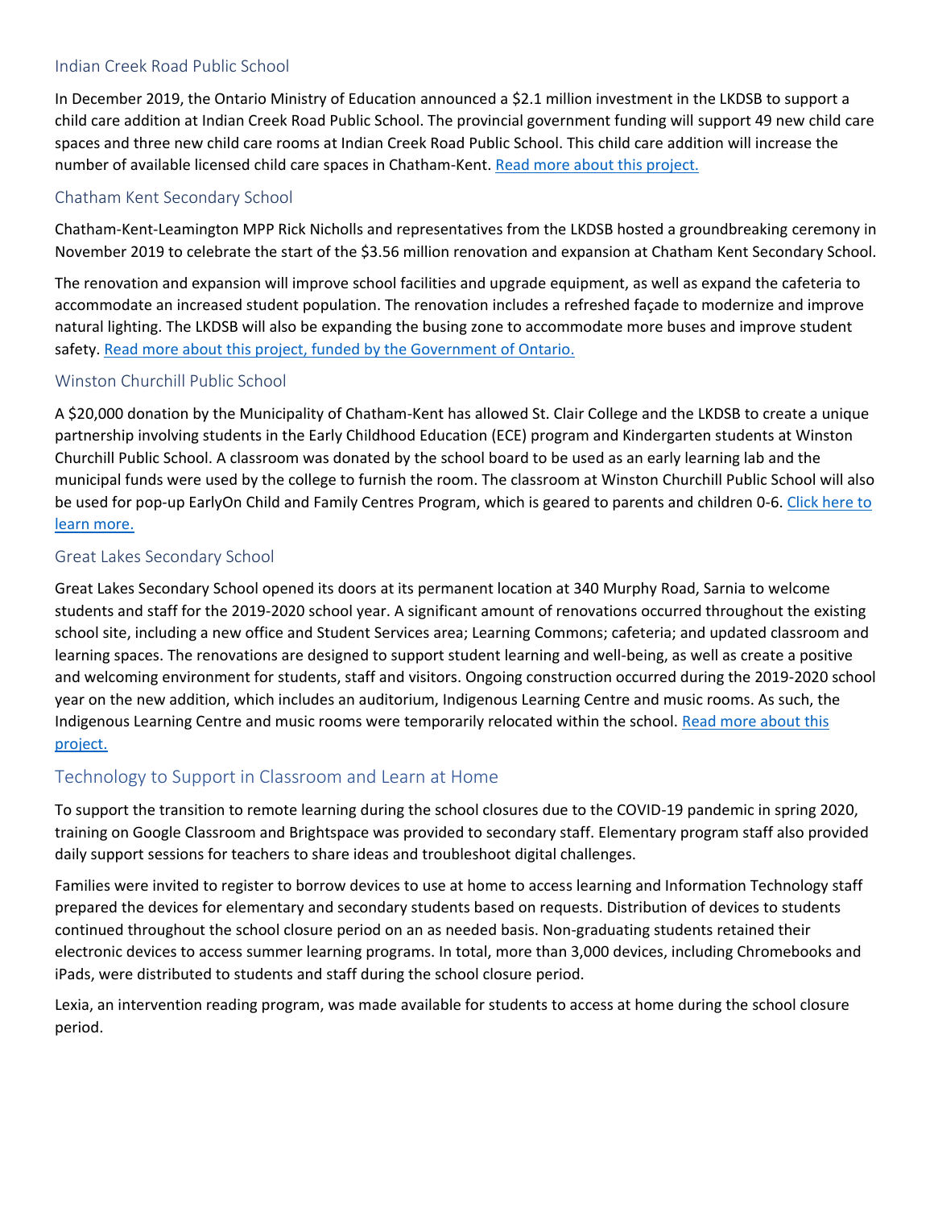### Indian Creek Road Public School

In December 2019, the Ontario Ministry of Education announced a $2.1 million investment in the LKDSB to support a child care addition at Indian Creek Road Public School. The provincial government funding will support 49 new child care spaces and three new child care rooms at Indian Creek Road Public School. This child care addition will increase the number of available licensed child care spaces in Chatham-Kent. Read more about this project.

### Chatham Kent Secondary School

Chatham-Kent-Leamington MPP Rick Nicholls and representatives from the LKDSB hosted a groundbreaking ceremony in November 2019 to celebrate the start of the $3.56 million renovation and expansion at Chatham Kent Secondary School.

The renovation and expansion will improve school facilities and upgrade equipment, as well as expand the cafeteria to accommodate an increased student population. The renovation includes a refreshed façade to modernize and improve natural lighting. The LKDSB will also be expanding the busing zone to accommodate more buses and improve student safety. Read more about this project, funded by the Government of Ontario.

### Winston Churchill Public School

A $20,000 donation by the Municipality of Chatham-Kent has allowed St. Clair College and the LKDSB to create a unique partnership involving students in the Early Childhood Education (ECE) program and Kindergarten students at Winston Churchill Public School. A classroom was donated by the school board to be used as an early learning lab and the municipal funds were used by the college to furnish the room. The classroom at Winston Churchill Public School will also be used for pop-up EarlyOn Child and Family Centres Program, which is geared to parents and children 0-6. Click here to learn more.

### Great Lakes Secondary School

Great Lakes Secondary School opened its doors at its permanent location at 340 Murphy Road, Sarnia to welcome students and staff for the 2019-2020 school year. A significant amount of renovations occurred throughout the existing school site, including a new office and Student Services area; Learning Commons; cafeteria; and updated classroom and learning spaces. The renovations are designed to support student learning and well-being, as well as create a positive and welcoming environment for students, staff and visitors. Ongoing construction occurred during the 2019-2020 school year on the new addition, which includes an auditorium, Indigenous Learning Centre and music rooms. As such, the Indigenous Learning Centre and music rooms were temporarily relocated within the school. Read more about this project.

## Technology to Support in Classroom and Learn at Home

To support the transition to remote learning during the school closures due to the COVID-19 pandemic in spring 2020, training on Google Classroom and Brightspace was provided to secondary staff. Elementary program staff also provided daily support sessions for teachers to share ideas and troubleshoot digital challenges.

Families were invited to register to borrow devices to use at home to access learning and Information Technology staff prepared the devices for elementary and secondary students based on requests. Distribution of devices to students continued throughout the school closure period on an as needed basis. Non-graduating students retained their electronic devices to access summer learning programs. In total, more than 3,000 devices, including Chromebooks and iPads, were distributed to students and staff during the school closure period.

Lexia, an intervention reading program, was made available for students to access at home during the school closure period.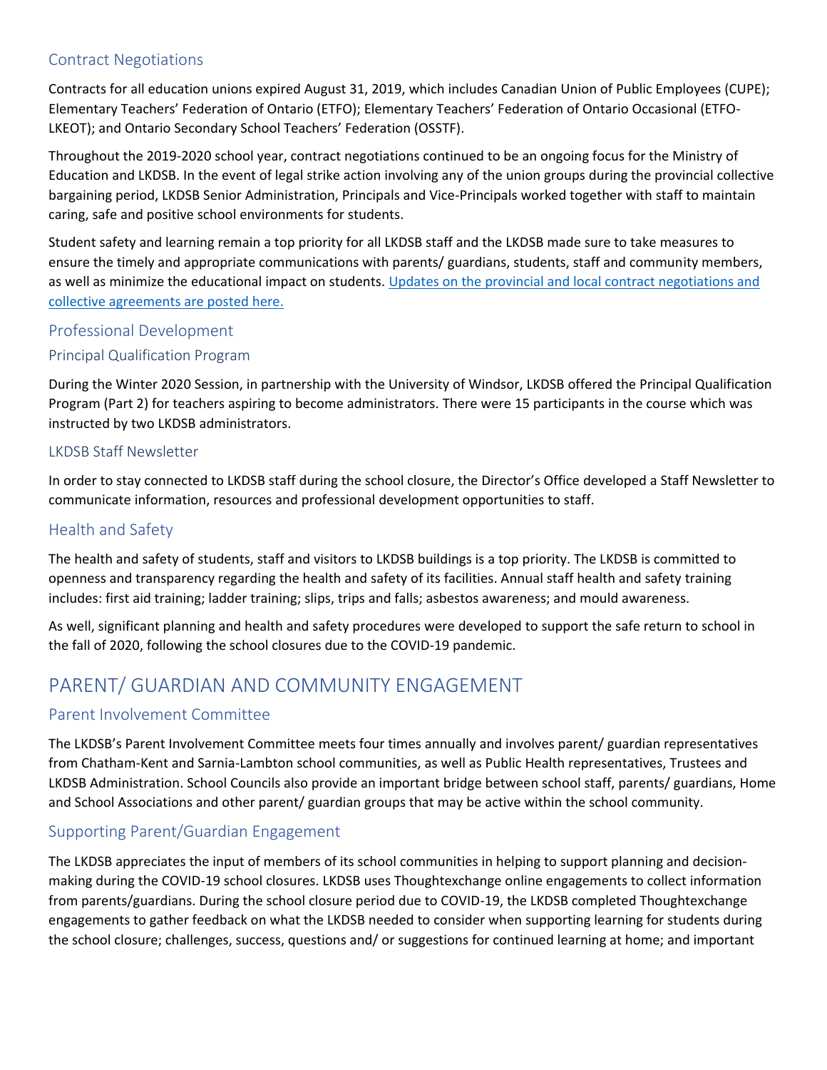### Contract Negotiations

Contracts for all education unions expired August 31, 2019, which includes Canadian Union of Public Employees (CUPE); Elementary Teachers' Federation of Ontario (ETFO); Elementary Teachers' Federation of Ontario Occasional (ETFO-LKEOT); and Ontario Secondary School Teachers' Federation (OSSTF).

Throughout the 2019-2020 school year, contract negotiations continued to be an ongoing focus for the Ministry of Education and LKDSB. In the event of legal strike action involving any of the union groups during the provincial collective bargaining period, LKDSB Senior Administration, Principals and Vice-Principals worked together with staff to maintain caring, safe and positive school environments for students.

Student safety and learning remain a top priority for all LKDSB staff and the LKDSB made sure to take measures to ensure the timely and appropriate communications with parents/ guardians, students, staff and community members, as well as minimize the educational impact on students. Updates on the provincial and local contract negotiations and collective agreements are posted here.

### Professional Development

#### Principal Qualification Program

During the Winter 2020 Session, in partnership with the University of Windsor, LKDSB offered the Principal Qualification Program (Part 2) for teachers aspiring to become administrators. There were 15 participants in the course which was instructed by two LKDSB administrators.

#### LKDSB Staff Newsletter

In order to stay connected to LKDSB staff during the school closure, the Director's Office developed a Staff Newsletter to communicate information, resources and professional development opportunities to staff.

### Health and Safety

The health and safety of students, staff and visitors to LKDSB buildings is a top priority. The LKDSB is committed to openness and transparency regarding the health and safety of its facilities. Annual staff health and safety training includes: first aid training; ladder training; slips, trips and falls; asbestos awareness; and mould awareness.

As well, significant planning and health and safety procedures were developed to support the safe return to school in the fall of 2020, following the school closures due to the COVID-19 pandemic.

## PARENT/ GUARDIAN AND COMMUNITY ENGAGEMENT

### Parent Involvement Committee

The LKDSB's Parent Involvement Committee meets four times annually and involves parent/ guardian representatives from Chatham-Kent and Sarnia-Lambton school communities, as well as Public Health representatives, Trustees and LKDSB Administration. School Councils also provide an important bridge between school staff, parents/ guardians, Home and School Associations and other parent/ guardian groups that may be active within the school community.

### Supporting Parent/Guardian Engagement

The LKDSB appreciates the input of members of its school communities in helping to support planning and decision-making during the COVID-19 school closures. LKDSB uses Thoughtexchange online engagements to collect information from parents/guardians. During the school closure period due to COVID-19, the LKDSB completed Thoughtexchange engagements to gather feedback on what the LKDSB needed to consider when supporting learning for students during the school closure; challenges, success, questions and/ or suggestions for continued learning at home; and important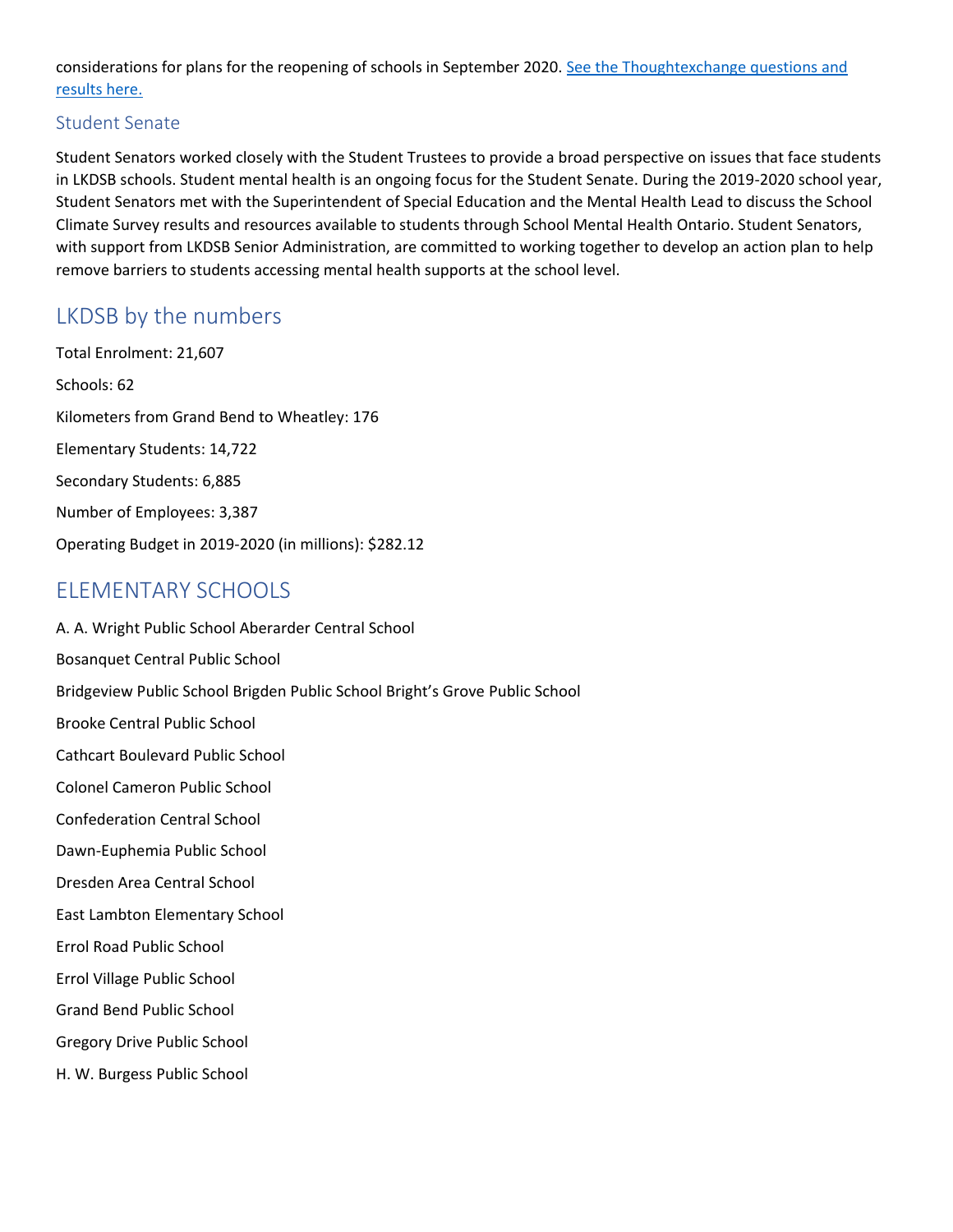considerations for plans for the reopening of schools in September 2020. [See the Thoughtexchange questions and results here.]

### Student Senate

Student Senators worked closely with the Student Trustees to provide a broad perspective on issues that face students in LKDSB schools. Student mental health is an ongoing focus for the Student Senate. During the 2019-2020 school year, Student Senators met with the Superintendent of Special Education and the Mental Health Lead to discuss the School Climate Survey results and resources available to students through School Mental Health Ontario. Student Senators, with support from LKDSB Senior Administration, are committed to working together to develop an action plan to help remove barriers to students accessing mental health supports at the school level.

## LKDSB by the numbers

Total Enrolment: 21,607

Schools: 62

Kilometers from Grand Bend to Wheatley: 176

Elementary Students: 14,722

Secondary Students: 6,885

Number of Employees: 3,387

Operating Budget in 2019-2020 (in millions): $282.12

## ELEMENTARY SCHOOLS

A. A. Wright Public School Aberarder Central School

Bosanquet Central Public School

Bridgeview Public School Brigden Public School Bright's Grove Public School

Brooke Central Public School

Cathcart Boulevard Public School

Colonel Cameron Public School

Confederation Central School

Dawn-Euphemia Public School

Dresden Area Central School

East Lambton Elementary School

Errol Road Public School

Errol Village Public School

Grand Bend Public School

Gregory Drive Public School

H. W. Burgess Public School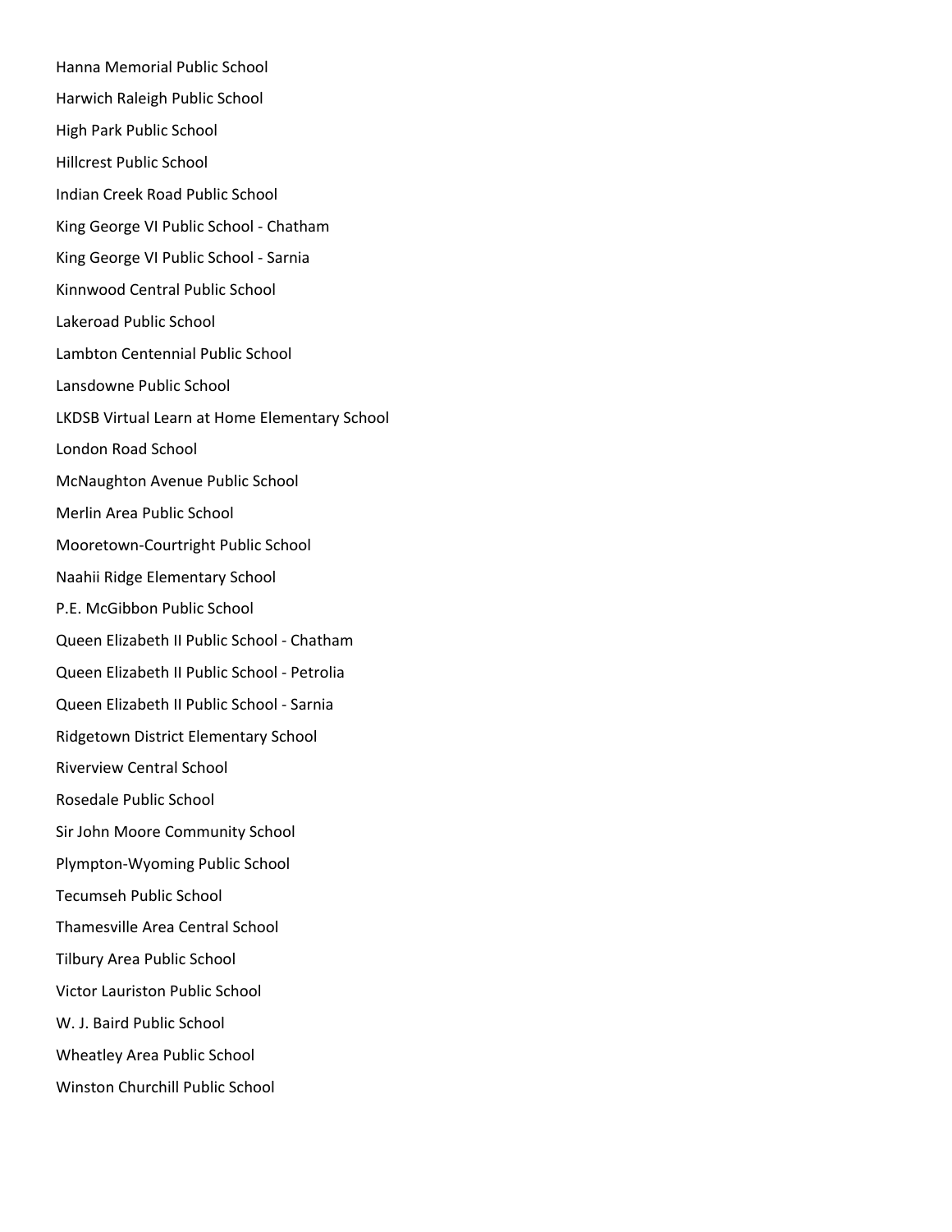Hanna Memorial Public School

Harwich Raleigh Public School

High Park Public School

Hillcrest Public School

Indian Creek Road Public School

King George VI Public School - Chatham

King George VI Public School - Sarnia

Kinnwood Central Public School

Lakeroad Public School

Lambton Centennial Public School

Lansdowne Public School

LKDSB Virtual Learn at Home Elementary School

London Road School

McNaughton Avenue Public School

Merlin Area Public School

Mooretown-Courtright Public School

Naahii Ridge Elementary School

P.E. McGibbon Public School

Queen Elizabeth II Public School - Chatham

Queen Elizabeth II Public School - Petrolia

Queen Elizabeth II Public School - Sarnia

Ridgetown District Elementary School

Riverview Central School

Rosedale Public School

Sir John Moore Community School

Plympton-Wyoming Public School

Tecumseh Public School

Thamesville Area Central School

Tilbury Area Public School

Victor Lauriston Public School

W. J. Baird Public School

Wheatley Area Public School

Winston Churchill Public School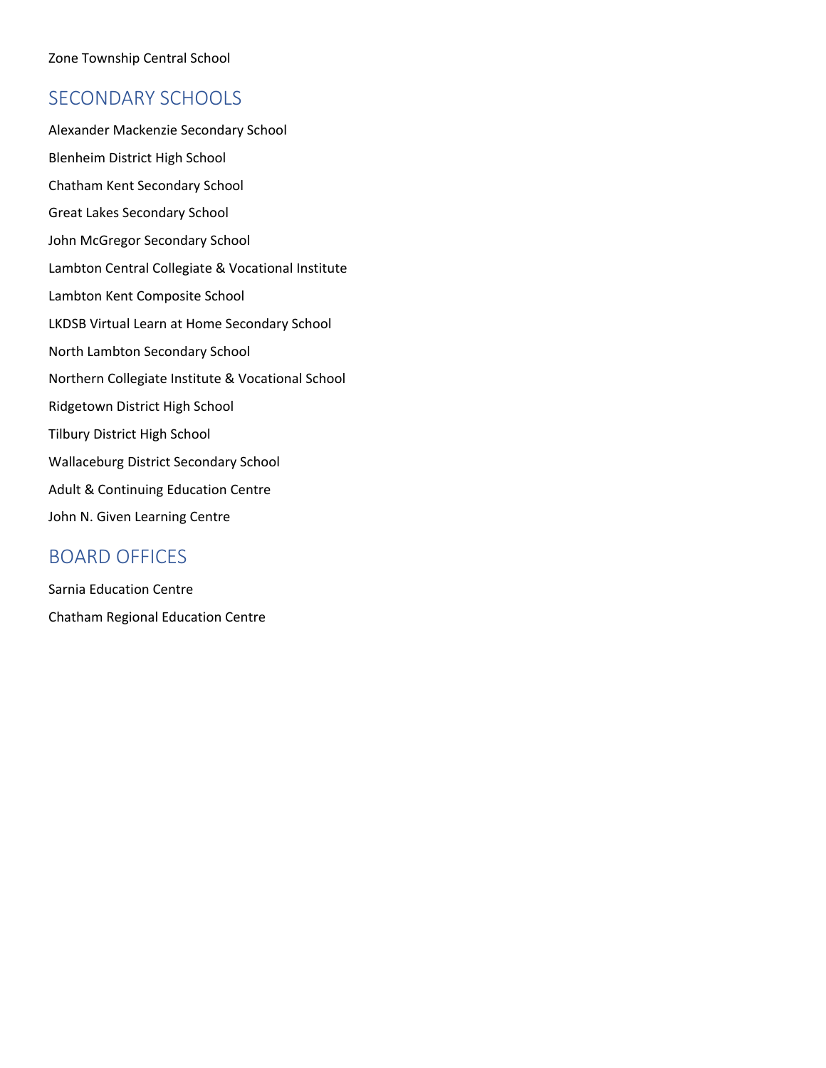Zone Township Central School

## SECONDARY SCHOOLS

Alexander Mackenzie Secondary School

Blenheim District High School

Chatham Kent Secondary School

Great Lakes Secondary School

John McGregor Secondary School

Lambton Central Collegiate & Vocational Institute

Lambton Kent Composite School

LKDSB Virtual Learn at Home Secondary School

North Lambton Secondary School

Northern Collegiate Institute & Vocational School

Ridgetown District High School

Tilbury District High School

Wallaceburg District Secondary School

Adult & Continuing Education Centre

John N. Given Learning Centre

## BOARD OFFICES

Sarnia Education Centre

Chatham Regional Education Centre